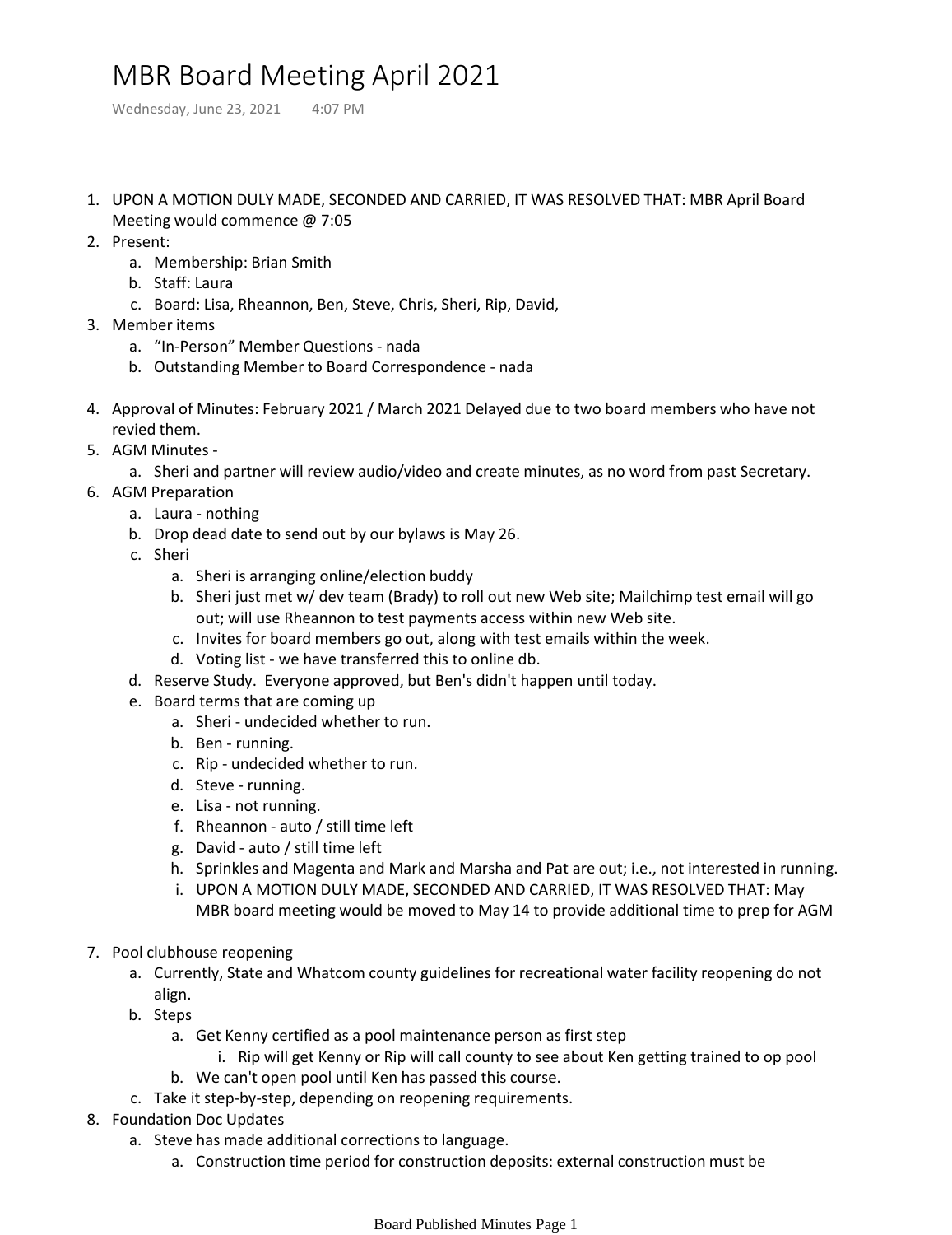# MBR Board Meeting April 2021

Wednesday, June 23, 2021 4:07 PM

1. UPON A MOTION DULY MADE, SECONDED AND CARRIED, IT WAS RESOLVED THAT: MBR April Board Meeting would commence @ 7:05
2. Present:
   a. Membership: Brian Smith
   b. Staff: Laura
   c. Board: Lisa, Rheannon, Ben, Steve, Chris, Sheri, Rip, David,
3. Member items
   a. "In-Person" Member Questions - nada
   b. Outstanding Member to Board Correspondence - nada
4. Approval of Minutes: February 2021 / March 2021 Delayed due to two board members who have not revied them.
5. AGM Minutes -
   a. Sheri and partner will review audio/video and create minutes, as no word from past Secretary.
6. AGM Preparation
   a. Laura - nothing
   b. Drop dead date to send out by our bylaws is May 26.
   c. Sheri
      a. Sheri is arranging online/election buddy
      b. Sheri just met w/ dev team (Brady) to roll out new Web site; Mailchimp test email will go out; will use Rheannon to test payments access within new Web site.
      c. Invites for board members go out, along with test emails within the week.
      d. Voting list - we have transferred this to online db.
   d. Reserve Study. Everyone approved, but Ben's didn't happen until today.
   e. Board terms that are coming up
      a. Sheri - undecided whether to run.
      b. Ben - running.
      c. Rip - undecided whether to run.
      d. Steve - running.
      e. Lisa - not running.
      f. Rheannon - auto / still time left
      g. David - auto / still time left
      h. Sprinkles and Magenta and Mark and Marsha and Pat are out; i.e., not interested in running.
      i. UPON A MOTION DULY MADE, SECONDED AND CARRIED, IT WAS RESOLVED THAT: May MBR board meeting would be moved to May 14 to provide additional time to prep for AGM
7. Pool clubhouse reopening
   a. Currently, State and Whatcom county guidelines for recreational water facility reopening do not align.
   b. Steps
      a. Get Kenny certified as a pool maintenance person as first step
         i. Rip will get Kenny or Rip will call county to see about Ken getting trained to op pool
      b. We can't open pool until Ken has passed this course.
   c. Take it step-by-step, depending on reopening requirements.
8. Foundation Doc Updates
   a. Steve has made additional corrections to language.
      a. Construction time period for construction deposits: external construction must be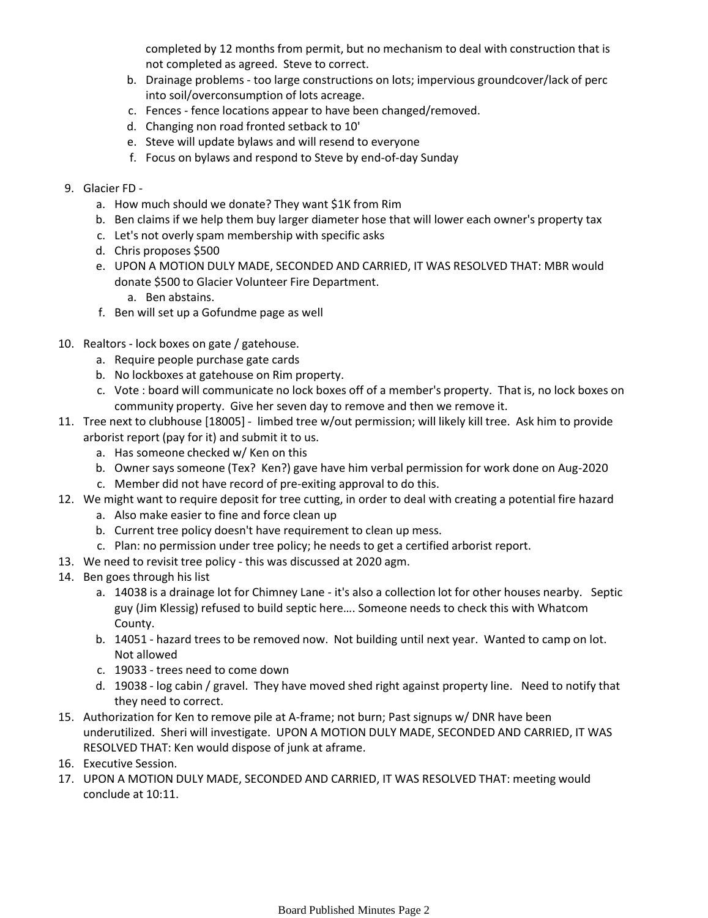completed by 12 months from permit, but no mechanism to deal with construction that is not completed as agreed. Steve to correct.

   b. Drainage problems - too large constructions on lots; impervious groundcover/lack of perc into soil/overconsumption of lots acreage.
   c. Fences - fence locations appear to have been changed/removed.
   d. Changing non road fronted setback to 10'
   e. Steve will update bylaws and will resend to everyone
   f. Focus on bylaws and respond to Steve by end-of-day Sunday

9. Glacier FD -
   a. How much should we donate? They want $1K from Rim
   b. Ben claims if we help them buy larger diameter hose that will lower each owner's property tax
   c. Let's not overly spam membership with specific asks
   d. Chris proposes $500
   e. UPON A MOTION DULY MADE, SECONDED AND CARRIED, IT WAS RESOLVED THAT: MBR would donate $500 to Glacier Volunteer Fire Department.
      a. Ben abstains.
   f. Ben will set up a Gofundme page as well

10. Realtors - lock boxes on gate / gatehouse.
    a. Require people purchase gate cards
    b. No lockboxes at gatehouse on Rim property.
    c. Vote : board will communicate no lock boxes off of a member's property. That is, no lock boxes on community property. Give her seven day to remove and then we remove it.
11. Tree next to clubhouse [18005] - limbed tree w/out permission; will likely kill tree. Ask him to provide arborist report (pay for it) and submit it to us.
    a. Has someone checked w/ Ken on this
    b. Owner says someone (Tex? Ken?) gave have him verbal permission for work done on Aug-2020
    c. Member did not have record of pre-exiting approval to do this.
12. We might want to require deposit for tree cutting, in order to deal with creating a potential fire hazard
    a. Also make easier to fine and force clean up
    b. Current tree policy doesn't have requirement to clean up mess.
    c. Plan: no permission under tree policy; he needs to get a certified arborist report.
13. We need to revisit tree policy - this was discussed at 2020 agm.
14. Ben goes through his list
    a. 14038 is a drainage lot for Chimney Lane - it's also a collection lot for other houses nearby. Septic guy (Jim Klessig) refused to build septic here…. Someone needs to check this with Whatcom County.
    b. 14051 - hazard trees to be removed now. Not building until next year. Wanted to camp on lot. Not allowed
    c. 19033 - trees need to come down
    d. 19038 - log cabin / gravel. They have moved shed right against property line. Need to notify that they need to correct.
15. Authorization for Ken to remove pile at A-frame; not burn; Past signups w/ DNR have been underutilized. Sheri will investigate. UPON A MOTION DULY MADE, SECONDED AND CARRIED, IT WAS RESOLVED THAT: Ken would dispose of junk at aframe.
16. Executive Session.
17. UPON A MOTION DULY MADE, SECONDED AND CARRIED, IT WAS RESOLVED THAT: meeting would conclude at 10:11.